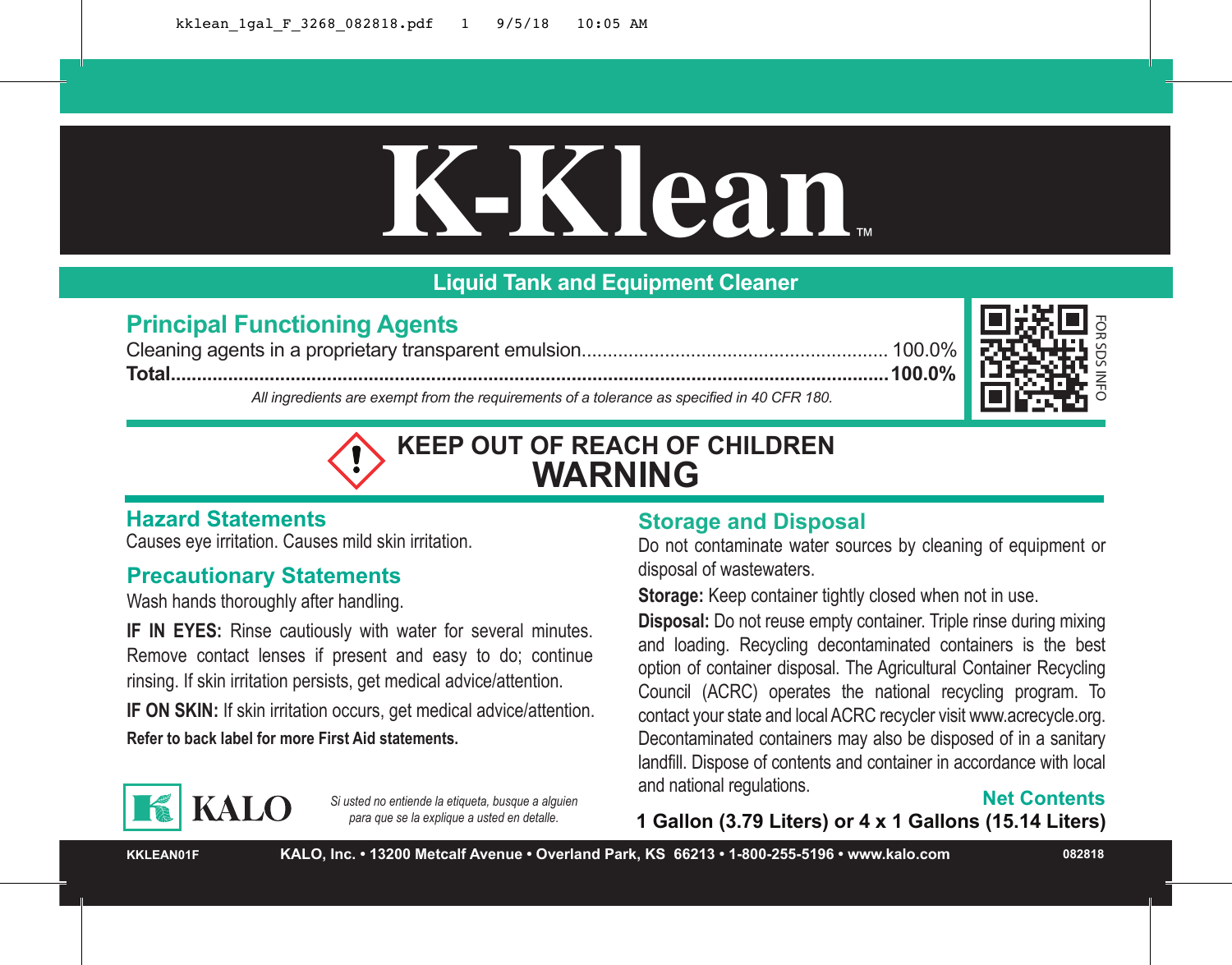# K-Klean™

## Liquid Tank and Equipment Cleaner

## Principal Functioning Agents

| | |
|---|---|
| Cleaning agents in a proprietary transparent emulsion | 100.0% |
| **Total** | **100.0%** |

*All ingredients are exempt from the requirements of a tolerance as specified in 40 CFR 180.*

FOR SDS INFO

**KEEP OUT OF REACH OF CHILDREN**

# WARNING

## Hazard Statements

Causes eye irritation. Causes mild skin irritation.

## Precautionary Statements

Wash hands thoroughly after handling.

**IF IN EYES:** Rinse cautiously with water for several minutes. Remove contact lenses if present and easy to do; continue rinsing. If skin irritation persists, get medical advice/attention.

**IF ON SKIN:** If skin irritation occurs, get medical advice/attention.

**Refer to back label for more First Aid statements.**

## Storage and Disposal

Do not contaminate water sources by cleaning of equipment or disposal of wastewaters.

**Storage:** Keep container tightly closed when not in use.

**Disposal:** Do not reuse empty container. Triple rinse during mixing and loading. Recycling decontaminated containers is the best option of container disposal. The Agricultural Container Recycling Council (ACRC) operates the national recycling program. To contact your state and local ACRC recycler visit www.acrecycle.org. Decontaminated containers may also be disposed of in a sanitary landfill. Dispose of contents and container in accordance with local and national regulations.

KALO

*Si usted no entiende la etiqueta, busque a alguien para que se la explique a usted en detalle.*

**Net Contents**

**1 Gallon (3.79 Liters) or 4 x 1 Gallons (15.14 Liters)**

KKLEAN01F KALO, Inc. • 13200 Metcalf Avenue • Overland Park, KS 66213 • 1-800-255-5196 • www.kalo.com 082818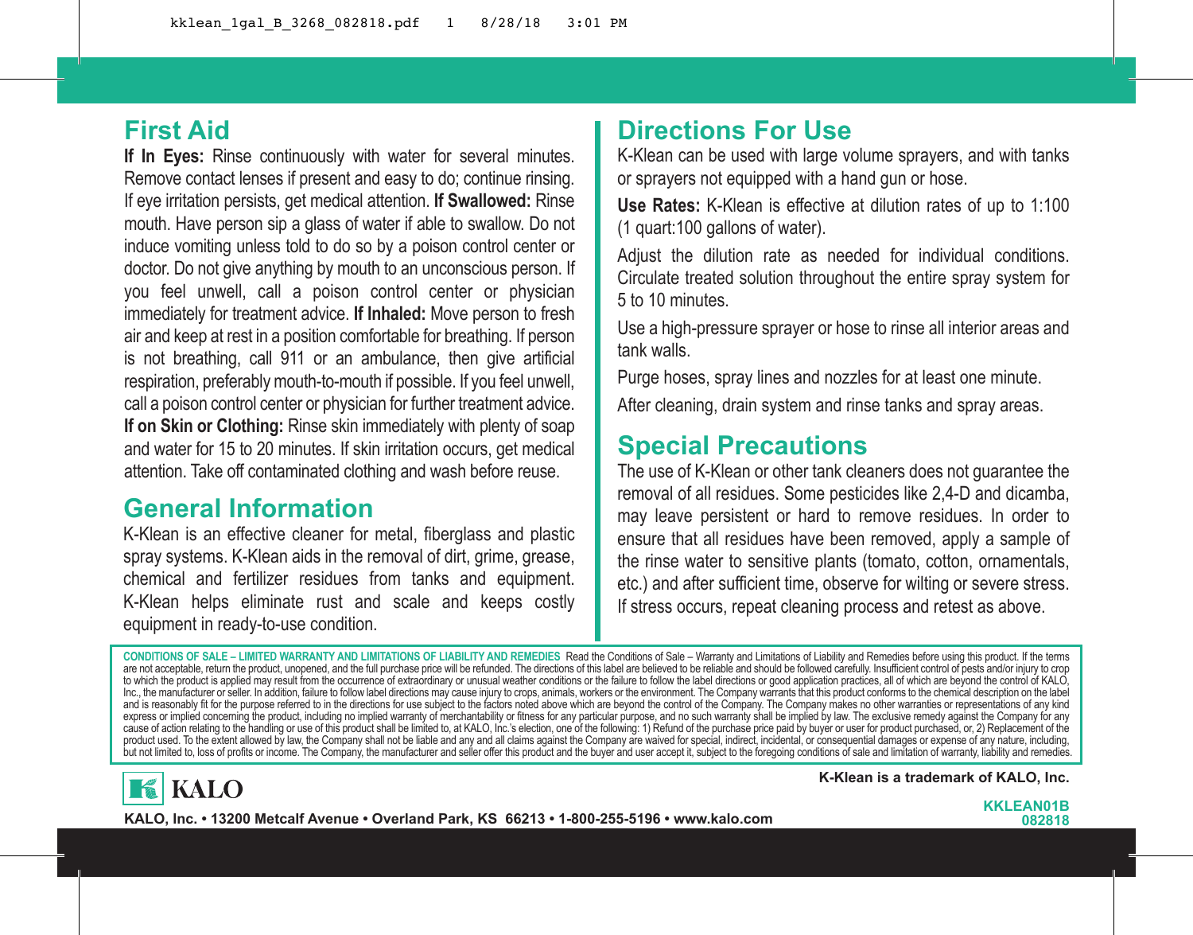## First Aid

**If In Eyes:** Rinse continuously with water for several minutes. Remove contact lenses if present and easy to do; continue rinsing. If eye irritation persists, get medical attention. **If Swallowed:** Rinse mouth. Have person sip a glass of water if able to swallow. Do not induce vomiting unless told to do so by a poison control center or doctor. Do not give anything by mouth to an unconscious person. If you feel unwell, call a poison control center or physician immediately for treatment advice. **If Inhaled:** Move person to fresh air and keep at rest in a position comfortable for breathing. If person is not breathing, call 911 or an ambulance, then give artificial respiration, preferably mouth-to-mouth if possible. If you feel unwell, call a poison control center or physician for further treatment advice. **If on Skin or Clothing:** Rinse skin immediately with plenty of soap and water for 15 to 20 minutes. If skin irritation occurs, get medical attention. Take off contaminated clothing and wash before reuse.

## General Information

K-Klean is an effective cleaner for metal, fiberglass and plastic spray systems. K-Klean aids in the removal of dirt, grime, grease, chemical and fertilizer residues from tanks and equipment. K-Klean helps eliminate rust and scale and keeps costly equipment in ready-to-use condition.

## Directions For Use

K-Klean can be used with large volume sprayers, and with tanks or sprayers not equipped with a hand gun or hose.

**Use Rates:** K-Klean is effective at dilution rates of up to 1:100 (1 quart:100 gallons of water).

Adjust the dilution rate as needed for individual conditions. Circulate treated solution throughout the entire spray system for 5 to 10 minutes.

Use a high-pressure sprayer or hose to rinse all interior areas and tank walls.

Purge hoses, spray lines and nozzles for at least one minute.

After cleaning, drain system and rinse tanks and spray areas.

## Special Precautions

The use of K-Klean or other tank cleaners does not guarantee the removal of all residues. Some pesticides like 2,4-D and dicamba, may leave persistent or hard to remove residues. In order to ensure that all residues have been removed, apply a sample of the rinse water to sensitive plants (tomato, cotton, ornamentals, etc.) and after sufficient time, observe for wilting or severe stress. If stress occurs, repeat cleaning process and retest as above.

**CONDITIONS OF SALE – LIMITED WARRANTY AND LIMITATIONS OF LIABILITY AND REMEDIES** Read the Conditions of Sale – Warranty and Limitations of Liability and Remedies before using this product. If the terms are not acceptable, return the product, unopened, and the full purchase price will be refunded. The directions of this label are believed to be reliable and should be followed carefully. Insufficient control of pests and/or injury to crop to which the product is applied may result from the occurrence of extraordinary or unusual weather conditions or the failure to follow the label directions or good application practices, all of which are beyond the control of KALO, Inc., the manufacturer or seller. In addition, failure to follow label directions may cause injury to crops, animals, workers or the environment. The Company warrants that this product conforms to the chemical description on the label and is reasonably fit for the purpose referred to in the directions for use subject to the factors noted above which are beyond the control of the Company. The Company makes no other warranties or representations of any kind express or implied concerning the product, including no implied warranty of merchantability or fitness for any particular purpose, and no such warranty shall be implied by law. The exclusive remedy against the Company for any cause of action relating to the handling or use of this product shall be limited to, at KALO, Inc.'s election, one of the following: 1) Refund of the purchase price paid by buyer or user for product purchased, or, 2) Replacement of the product used. To the extent allowed by law, the Company shall not be liable and any and all claims against the Company are waived for special, indirect, incidental, or consequential damages or expense of any nature, including, but not limited to, loss of profits or income. The Company, the manufacturer and seller offer this product and the buyer and user accept it, subject to the foregoing conditions of sale and limitation of warranty, liability and remedies.

KALO

**K-Klean is a trademark of KALO, Inc.**

**KALO, Inc. • 13200 Metcalf Avenue • Overland Park, KS 66213 • 1-800-255-5196 • www.kalo.com**

**KKLEAN01B**
**082818**